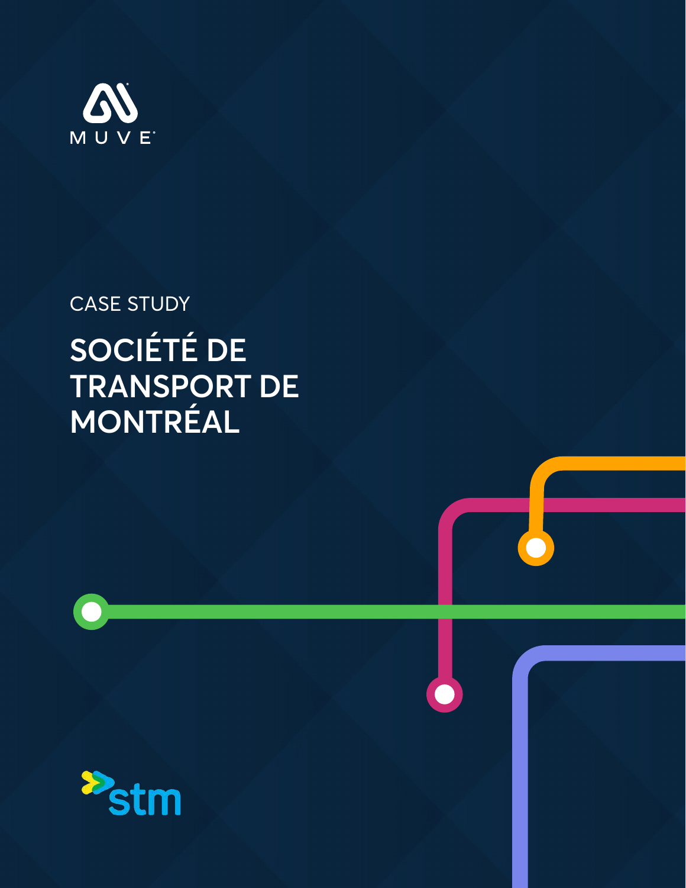MUVE

CASE STUDY

# SOCIÉTÉ DE TRANSPORT DE MONTRÉAL

stm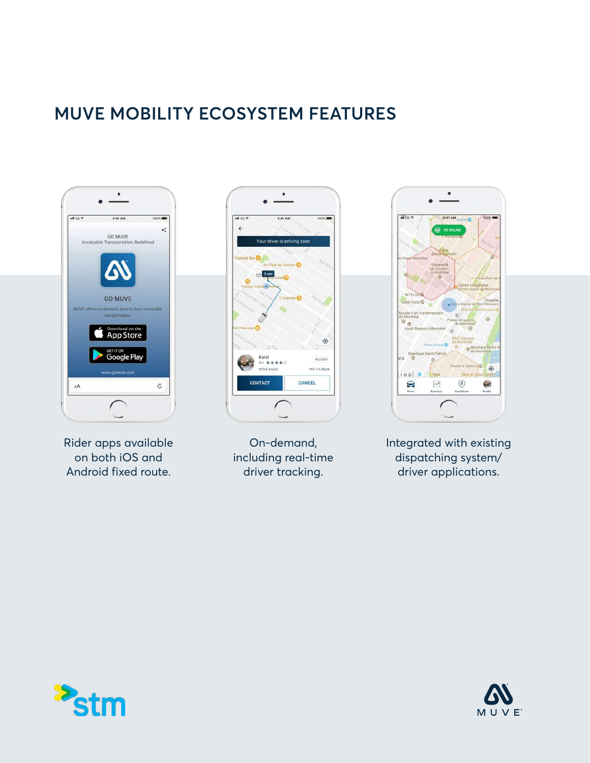# MUVE MOBILITY ECOSYSTEM FEATURES

Rider apps available on both iOS and Android fixed route.

On-demand, including real-time driver tracking.

Integrated with existing dispatching system/ driver applications.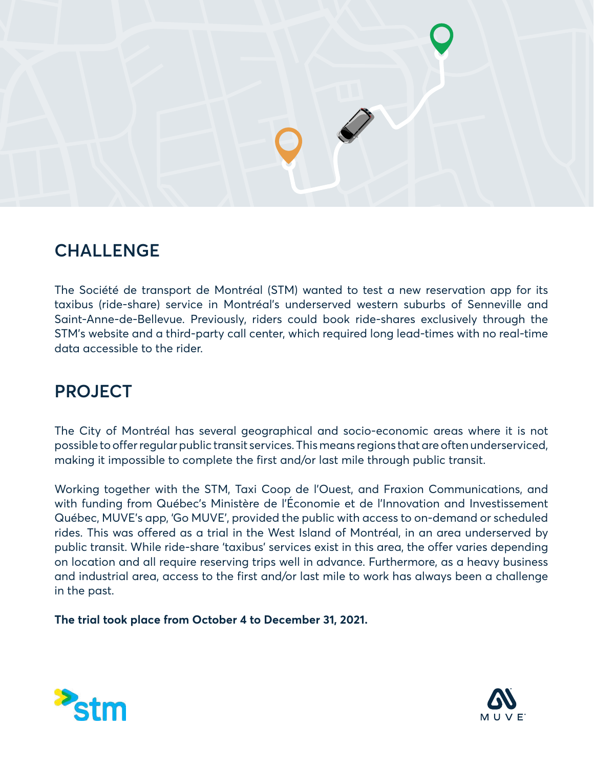## CHALLENGE

The Société de transport de Montréal (STM) wanted to test a new reservation app for its taxibus (ride-share) service in Montréal's underserved western suburbs of Senneville and Saint-Anne-de-Bellevue. Previously, riders could book ride-shares exclusively through the STM's website and a third-party call center, which required long lead-times with no real-time data accessible to the rider.

## PROJECT

The City of Montréal has several geographical and socio-economic areas where it is not possible to offer regular public transit services. This means regions that are often underserviced, making it impossible to complete the first and/or last mile through public transit.

Working together with the STM, Taxi Coop de l'Ouest, and Fraxion Communications, and with funding from Québec's Ministère de l'Économie et de l'Innovation and Investissement Québec, MUVE's app, 'Go MUVE', provided the public with access to on-demand or scheduled rides. This was offered as a trial in the West Island of Montréal, in an area underserved by public transit. While ride-share 'taxibus' services exist in this area, the offer varies depending on location and all require reserving trips well in advance. Furthermore, as a heavy business and industrial area, access to the first and/or last mile to work has always been a challenge in the past.

**The trial took place from October 4 to December 31, 2021.**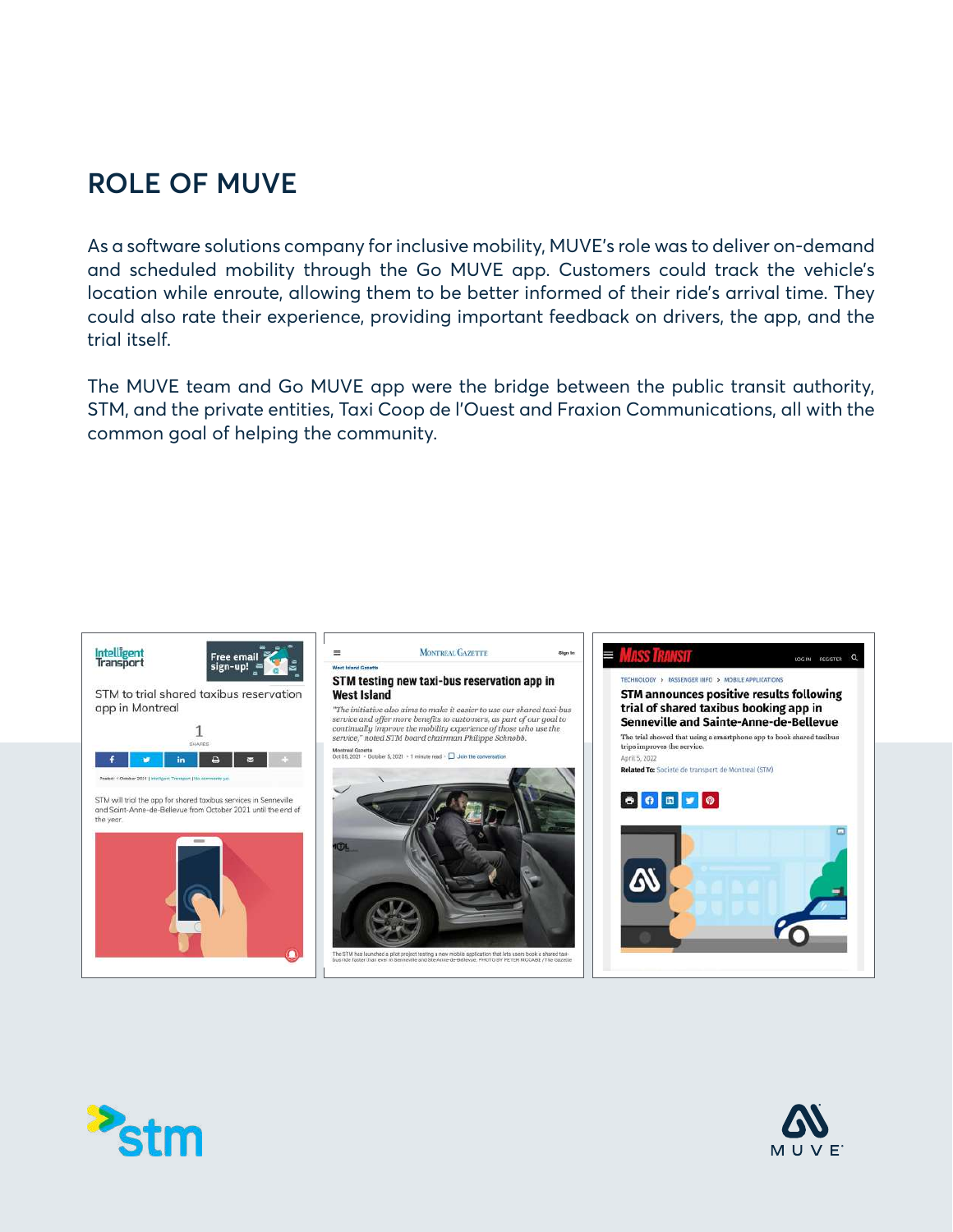## ROLE OF MUVE

As a software solutions company for inclusive mobility, MUVE's role was to deliver on-demand and scheduled mobility through the Go MUVE app. Customers could track the vehicle's location while enroute, allowing them to be better informed of their ride's arrival time. They could also rate their experience, providing important feedback on drivers, the app, and the trial itself.

The MUVE team and Go MUVE app were the bridge between the public transit authority, STM, and the private entities, Taxi Coop de l'Ouest and Fraxion Communications, all with the common goal of helping the community.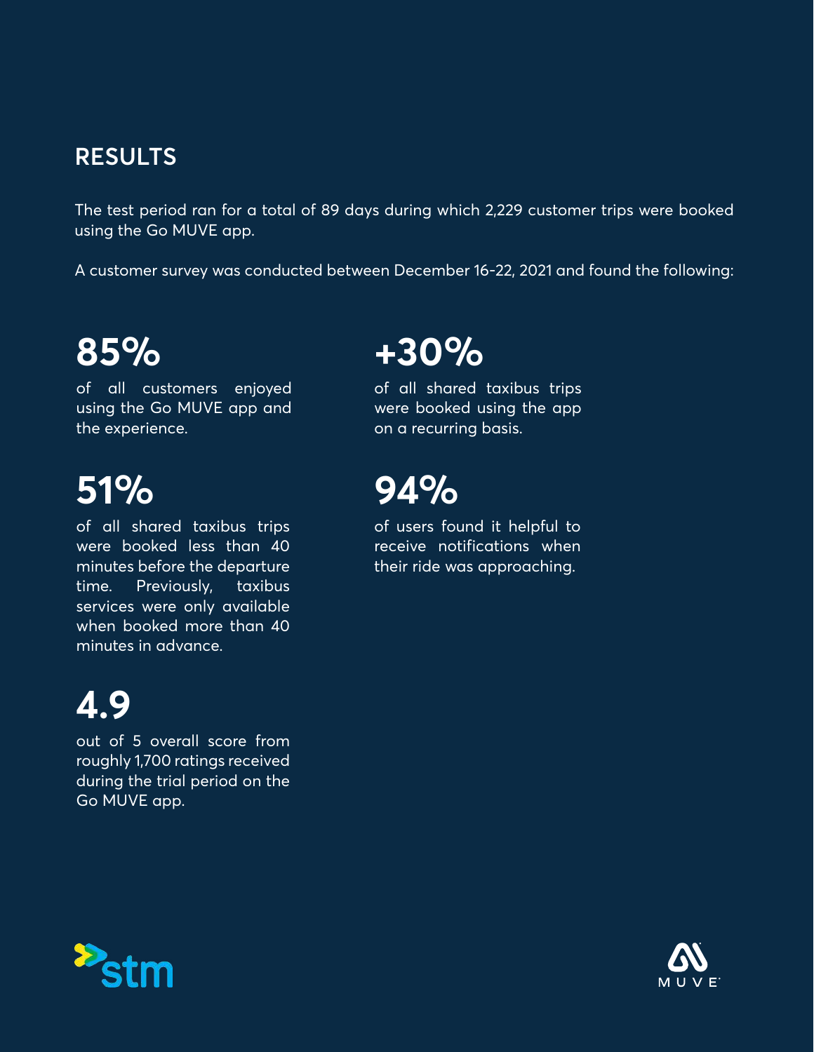## RESULTS

The test period ran for a total of 89 days during which 2,229 customer trips were booked using the Go MUVE app.

A customer survey was conducted between December 16-22, 2021 and found the following:

**85%**

of all customers enjoyed using the Go MUVE app and the experience.

**51%**

of all shared taxibus trips were booked less than 40 minutes before the departure time. Previously, taxibus services were only available when booked more than 40 minutes in advance.

**4.9**

out of 5 overall score from roughly 1,700 ratings received during the trial period on the Go MUVE app.

**+30%**

of all shared taxibus trips were booked using the app on a recurring basis.

**94%**

of users found it helpful to receive notifications when their ride was approaching.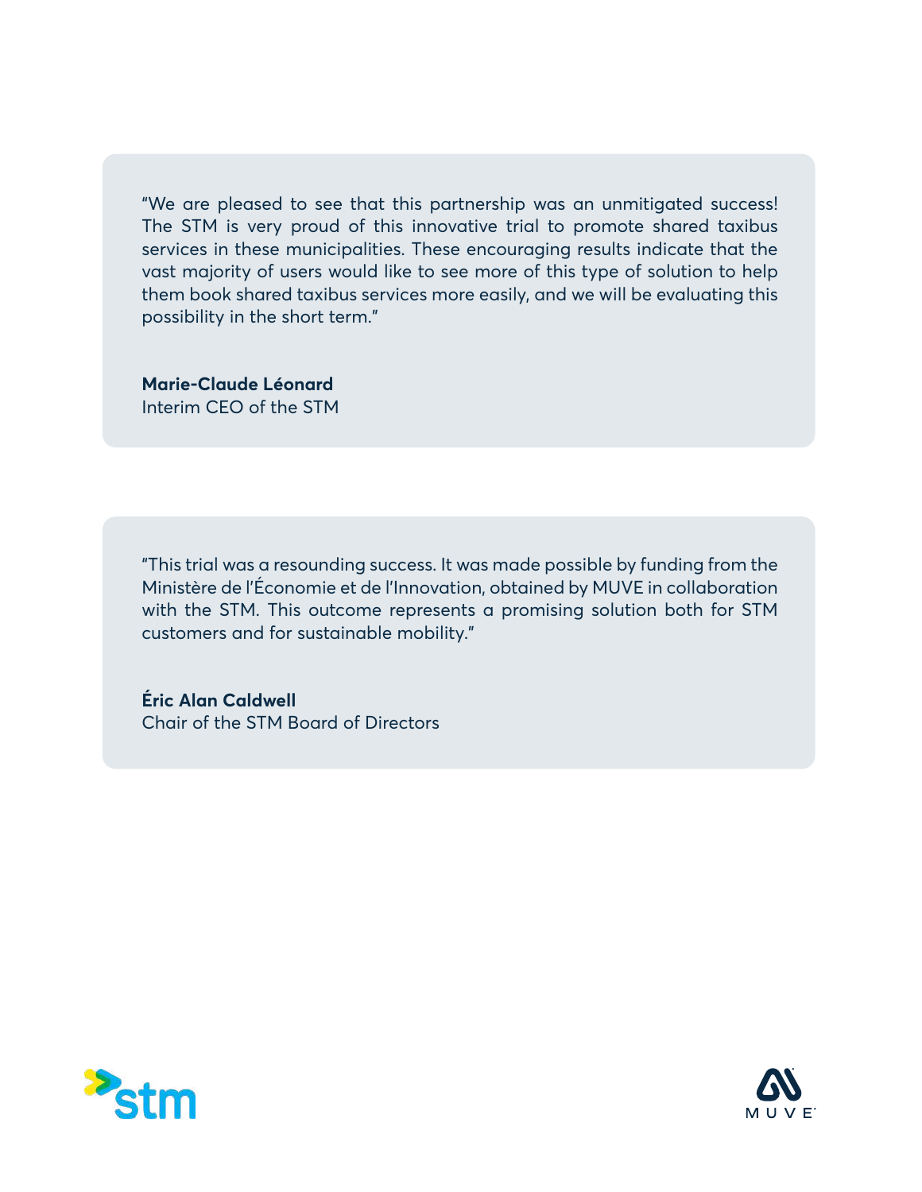"We are pleased to see that this partnership was an unmitigated success! The STM is very proud of this innovative trial to promote shared taxibus services in these municipalities. These encouraging results indicate that the vast majority of users would like to see more of this type of solution to help them book shared taxibus services more easily, and we will be evaluating this possibility in the short term."

**Marie-Claude Léonard**
Interim CEO of the STM

"This trial was a resounding success. It was made possible by funding from the Ministère de l'Économie et de l'Innovation, obtained by MUVE in collaboration with the STM. This outcome represents a promising solution both for STM customers and for sustainable mobility."

**Éric Alan Caldwell**
Chair of the STM Board of Directors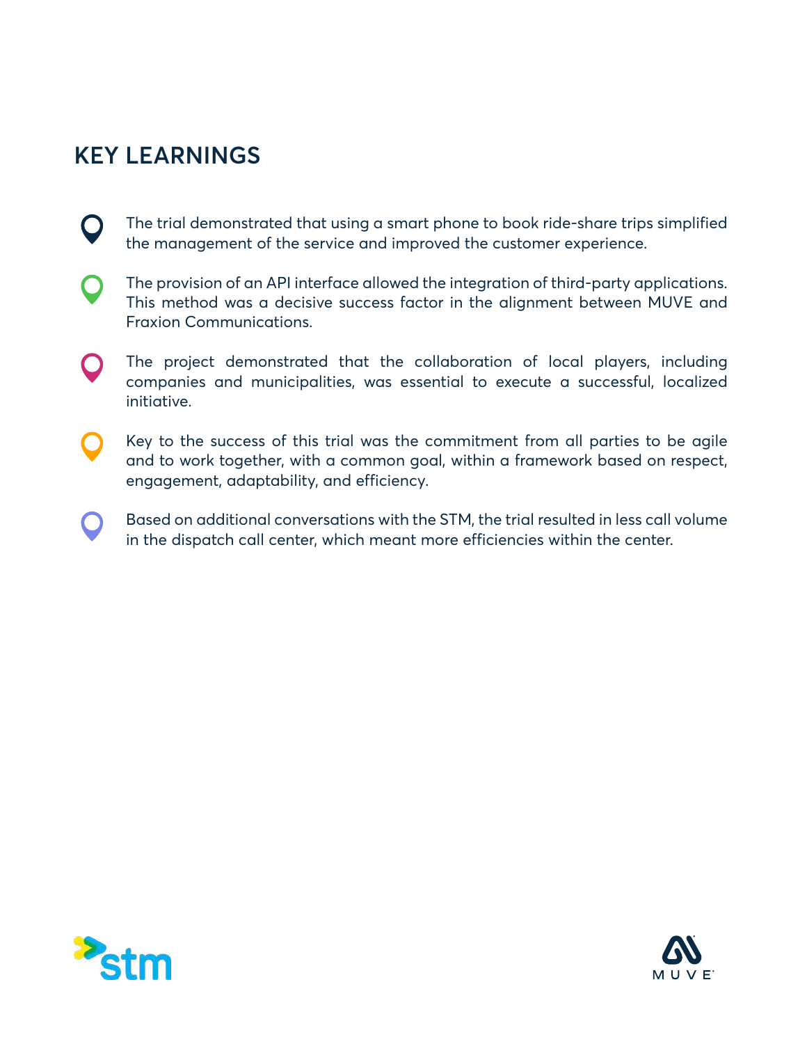## KEY LEARNINGS

- The trial demonstrated that using a smart phone to book ride-share trips simplified the management of the service and improved the customer experience.
- The provision of an API interface allowed the integration of third-party applications. This method was a decisive success factor in the alignment between MUVE and Fraxion Communications.
- The project demonstrated that the collaboration of local players, including companies and municipalities, was essential to execute a successful, localized initiative.
- Key to the success of this trial was the commitment from all parties to be agile and to work together, with a common goal, within a framework based on respect, engagement, adaptability, and efficiency.
- Based on additional conversations with the STM, the trial resulted in less call volume in the dispatch call center, which meant more efficiencies within the center.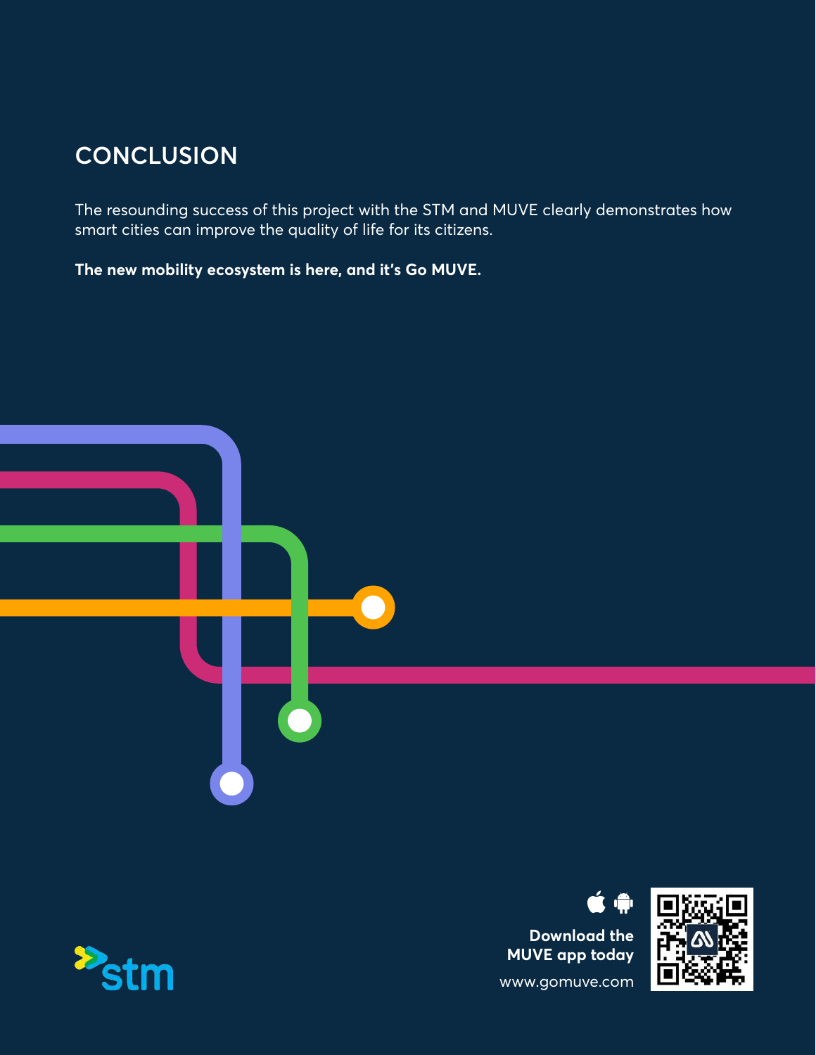## CONCLUSION

The resounding success of this project with the STM and MUVE clearly demonstrates how smart cities can improve the quality of life for its citizens.

**The new mobility ecosystem is here, and it's Go MUVE.**

**Download the MUVE app today**

www.gomuve.com